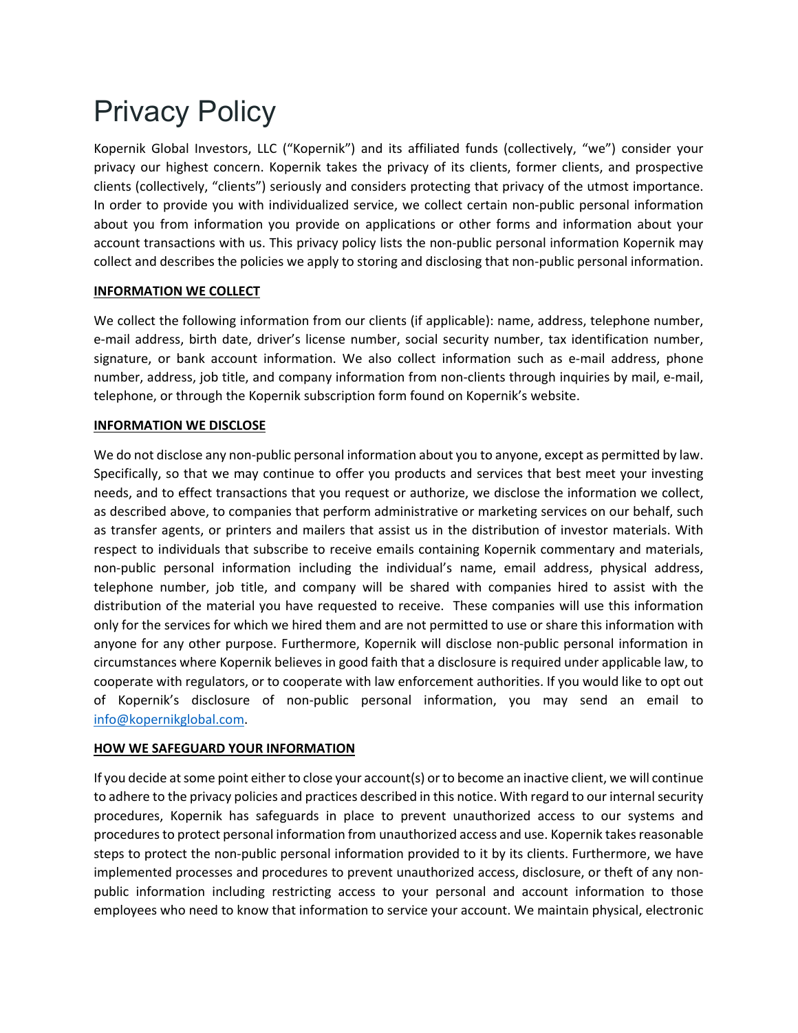# Privacy Policy

Kopernik Global Investors, LLC ("Kopernik") and its affiliated funds (collectively, "we") consider your privacy our highest concern. Kopernik takes the privacy of its clients, former clients, and prospective clients (collectively, "clients") seriously and considers protecting that privacy of the utmost importance. In order to provide you with individualized service, we collect certain non-public personal information about you from information you provide on applications or other forms and information about your account transactions with us. This privacy policy lists the non-public personal information Kopernik may collect and describes the policies we apply to storing and disclosing that non-public personal information.

**INFORMATION WE COLLECT**

We collect the following information from our clients (if applicable): name, address, telephone number, e-mail address, birth date, driver's license number, social security number, tax identification number, signature, or bank account information. We also collect information such as e-mail address, phone number, address, job title, and company information from non-clients through inquiries by mail, e-mail, telephone, or through the Kopernik subscription form found on Kopernik's website.

**INFORMATION WE DISCLOSE**

We do not disclose any non-public personal information about you to anyone, except as permitted by law. Specifically, so that we may continue to offer you products and services that best meet your investing needs, and to effect transactions that you request or authorize, we disclose the information we collect, as described above, to companies that perform administrative or marketing services on our behalf, such as transfer agents, or printers and mailers that assist us in the distribution of investor materials. With respect to individuals that subscribe to receive emails containing Kopernik commentary and materials, non-public personal information including the individual's name, email address, physical address, telephone number, job title, and company will be shared with companies hired to assist with the distribution of the material you have requested to receive. These companies will use this information only for the services for which we hired them and are not permitted to use or share this information with anyone for any other purpose. Furthermore, Kopernik will disclose non-public personal information in circumstances where Kopernik believes in good faith that a disclosure is required under applicable law, to cooperate with regulators, or to cooperate with law enforcement authorities. If you would like to opt out of Kopernik's disclosure of non-public personal information, you may send an email to info@kopernikglobal.com.

**HOW WE SAFEGUARD YOUR INFORMATION**

If you decide at some point either to close your account(s) or to become an inactive client, we will continue to adhere to the privacy policies and practices described in this notice. With regard to our internal security procedures, Kopernik has safeguards in place to prevent unauthorized access to our systems and procedures to protect personal information from unauthorized access and use. Kopernik takes reasonable steps to protect the non-public personal information provided to it by its clients. Furthermore, we have implemented processes and procedures to prevent unauthorized access, disclosure, or theft of any non-public information including restricting access to your personal and account information to those employees who need to know that information to service your account. We maintain physical, electronic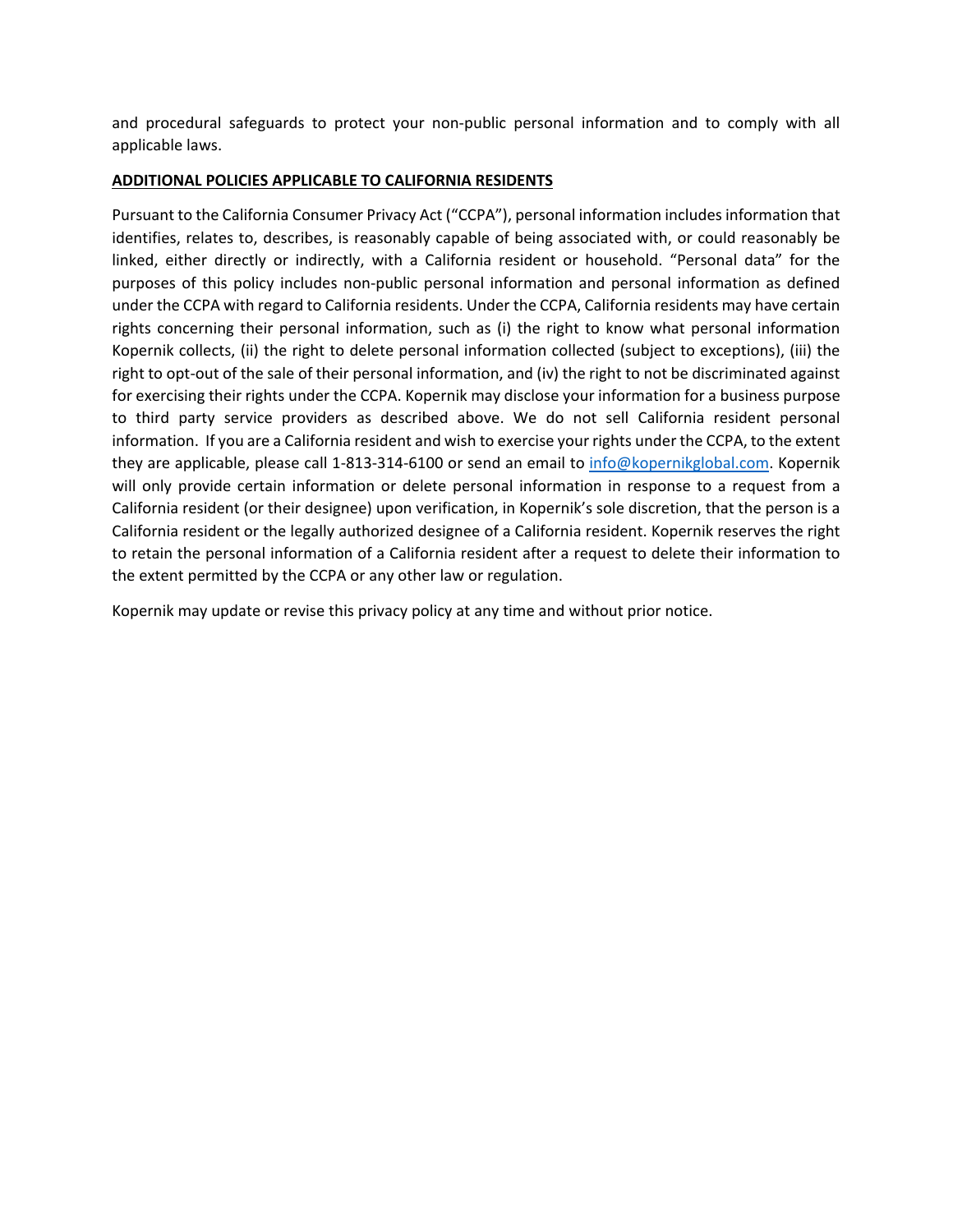and procedural safeguards to protect your non-public personal information and to comply with all applicable laws.

**ADDITIONAL POLICIES APPLICABLE TO CALIFORNIA RESIDENTS**

Pursuant to the California Consumer Privacy Act ("CCPA"), personal information includes information that identifies, relates to, describes, is reasonably capable of being associated with, or could reasonably be linked, either directly or indirectly, with a California resident or household. "Personal data" for the purposes of this policy includes non-public personal information and personal information as defined under the CCPA with regard to California residents. Under the CCPA, California residents may have certain rights concerning their personal information, such as (i) the right to know what personal information Kopernik collects, (ii) the right to delete personal information collected (subject to exceptions), (iii) the right to opt-out of the sale of their personal information, and (iv) the right to not be discriminated against for exercising their rights under the CCPA. Kopernik may disclose your information for a business purpose to third party service providers as described above. We do not sell California resident personal information. If you are a California resident and wish to exercise your rights under the CCPA, to the extent they are applicable, please call 1-813-314-6100 or send an email to info@kopernikglobal.com. Kopernik will only provide certain information or delete personal information in response to a request from a California resident (or their designee) upon verification, in Kopernik's sole discretion, that the person is a California resident or the legally authorized designee of a California resident. Kopernik reserves the right to retain the personal information of a California resident after a request to delete their information to the extent permitted by the CCPA or any other law or regulation.

Kopernik may update or revise this privacy policy at any time and without prior notice.